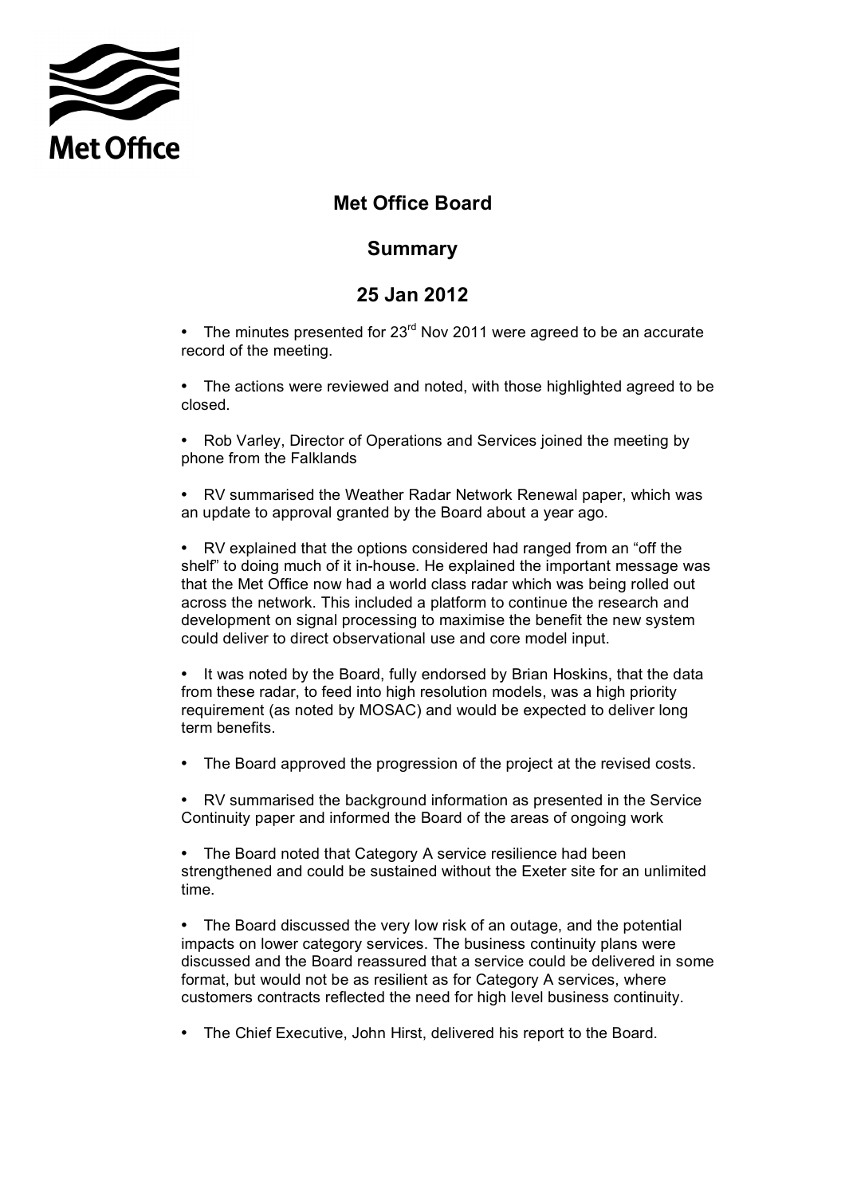# Met Office Board

## Summary

## 25 Jan 2012

- The minutes presented for 23rd Nov 2011 were agreed to be an accurate record of the meeting.

- The actions were reviewed and noted, with those highlighted agreed to be closed.

- Rob Varley, Director of Operations and Services joined the meeting by phone from the Falklands

- RV summarised the Weather Radar Network Renewal paper, which was an update to approval granted by the Board about a year ago.

- RV explained that the options considered had ranged from an "off the shelf" to doing much of it in-house. He explained the important message was that the Met Office now had a world class radar which was being rolled out across the network. This included a platform to continue the research and development on signal processing to maximise the benefit the new system could deliver to direct observational use and core model input.

- It was noted by the Board, fully endorsed by Brian Hoskins, that the data from these radar, to feed into high resolution models, was a high priority requirement (as noted by MOSAC) and would be expected to deliver long term benefits.

- The Board approved the progression of the project at the revised costs.

- RV summarised the background information as presented in the Service Continuity paper and informed the Board of the areas of ongoing work

- The Board noted that Category A service resilience had been strengthened and could be sustained without the Exeter site for an unlimited time.

- The Board discussed the very low risk of an outage, and the potential impacts on lower category services. The business continuity plans were discussed and the Board reassured that a service could be delivered in some format, but would not be as resilient as for Category A services, where customers contracts reflected the need for high level business continuity.

- The Chief Executive, John Hirst, delivered his report to the Board.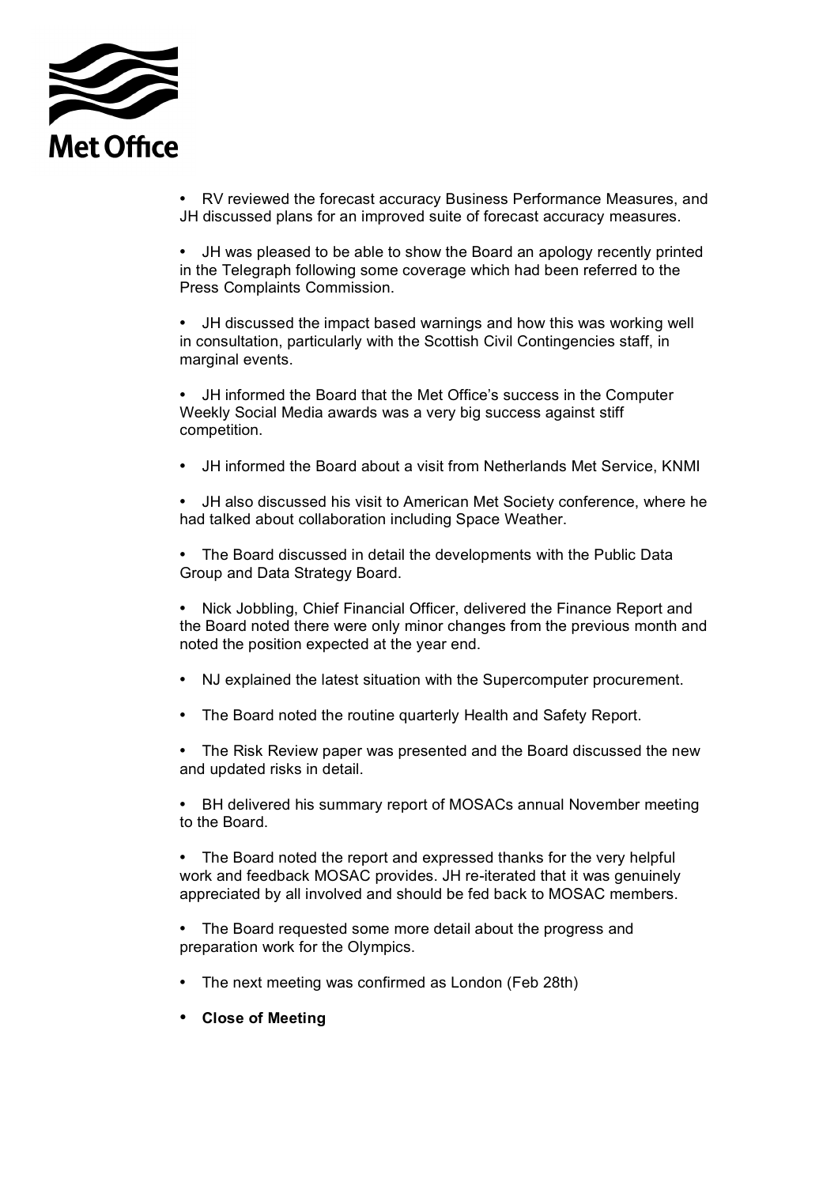- RV reviewed the forecast accuracy Business Performance Measures, and JH discussed plans for an improved suite of forecast accuracy measures.

- JH was pleased to be able to show the Board an apology recently printed in the Telegraph following some coverage which had been referred to the Press Complaints Commission.

- JH discussed the impact based warnings and how this was working well in consultation, particularly with the Scottish Civil Contingencies staff, in marginal events.

- JH informed the Board that the Met Office's success in the Computer Weekly Social Media awards was a very big success against stiff competition.

- JH informed the Board about a visit from Netherlands Met Service, KNMI

- JH also discussed his visit to American Met Society conference, where he had talked about collaboration including Space Weather.

- The Board discussed in detail the developments with the Public Data Group and Data Strategy Board.

- Nick Jobbling, Chief Financial Officer, delivered the Finance Report and the Board noted there were only minor changes from the previous month and noted the position expected at the year end.

- NJ explained the latest situation with the Supercomputer procurement.

- The Board noted the routine quarterly Health and Safety Report.

- The Risk Review paper was presented and the Board discussed the new and updated risks in detail.

- BH delivered his summary report of MOSACs annual November meeting to the Board.

- The Board noted the report and expressed thanks for the very helpful work and feedback MOSAC provides. JH re-iterated that it was genuinely appreciated by all involved and should be fed back to MOSAC members.

- The Board requested some more detail about the progress and preparation work for the Olympics.

- The next meeting was confirmed as London (Feb 28th)

- **Close of Meeting**